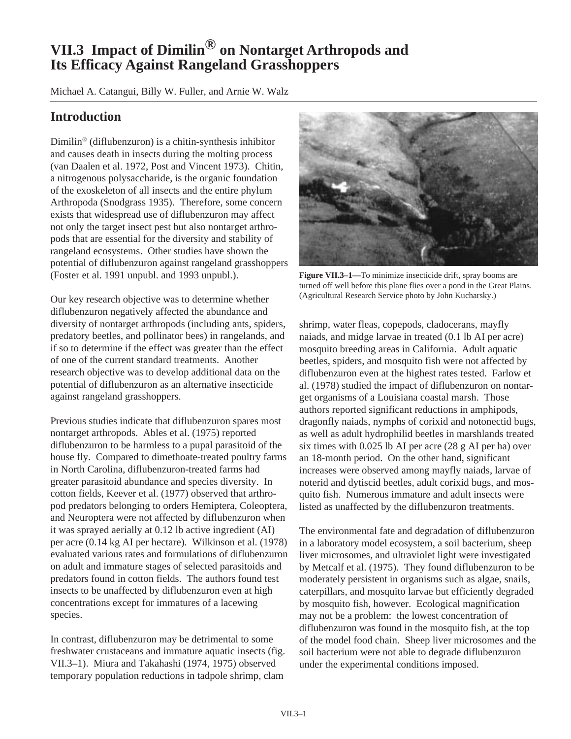# VII.3 Impact of Dimilin® on Nontarget Arthropods and Its Efficacy Against Rangeland Grasshoppers

Michael A. Catangui, Billy W. Fuller, and Arnie W. Walz

## Introduction

Dimilin® (diflubenzuron) is a chitin-synthesis inhibitor and causes death in insects during the molting process (van Daalen et al. 1972, Post and Vincent 1973). Chitin, a nitrogenous polysaccharide, is the organic foundation of the exoskeleton of all insects and the entire phylum Arthropoda (Snodgrass 1935). Therefore, some concern exists that widespread use of diflubenzuron may affect not only the target insect pest but also nontarget arthropods that are essential for the diversity and stability of rangeland ecosystems. Other studies have shown the potential of diflubenzuron against rangeland grasshoppers (Foster et al. 1991 unpubl. and 1993 unpubl.).

Our key research objective was to determine whether diflubenzuron negatively affected the abundance and diversity of nontarget arthropods (including ants, spiders, predatory beetles, and pollinator bees) in rangelands, and if so to determine if the effect was greater than the effect of one of the current standard treatments. Another research objective was to develop additional data on the potential of diflubenzuron as an alternative insecticide against rangeland grasshoppers.

Previous studies indicate that diflubenzuron spares most nontarget arthropods. Ables et al. (1975) reported diflubenzuron to be harmless to a pupal parasitoid of the house fly. Compared to dimethoate-treated poultry farms in North Carolina, diflubenzuron-treated farms had greater parasitoid abundance and species diversity. In cotton fields, Keever et al. (1977) observed that arthropod predators belonging to orders Hemiptera, Coleoptera, and Neuroptera were not affected by diflubenzuron when it was sprayed aerially at 0.12 lb active ingredient (AI) per acre (0.14 kg AI per hectare). Wilkinson et al. (1978) evaluated various rates and formulations of diflubenzuron on adult and immature stages of selected parasitoids and predators found in cotton fields. The authors found test insects to be unaffected by diflubenzuron even at high concentrations except for immatures of a lacewing species.

In contrast, diflubenzuron may be detrimental to some freshwater crustaceans and immature aquatic insects (fig. VII.3–1). Miura and Takahashi (1974, 1975) observed temporary population reductions in tadpole shrimp, clam shrimp, water fleas, copepods, cladocerans, mayfly naiads, and midge larvae in treated (0.1 lb AI per acre) mosquito breeding areas in California. Adult aquatic beetles, spiders, and mosquito fish were not affected by diflubenzuron even at the highest rates tested. Farlow et al. (1978) studied the impact of diflubenzuron on nontarget organisms of a Louisiana coastal marsh. Those authors reported significant reductions in amphipods, dragonfly naiads, nymphs of corixid and notonectid bugs, as well as adult hydrophilid beetles in marshlands treated six times with 0.025 lb AI per acre (28 g AI per ha) over an 18-month period. On the other hand, significant increases were observed among mayfly naiads, larvae of noterid and dytiscid beetles, adult corixid bugs, and mosquito fish. Numerous immature and adult insects were listed as unaffected by the diflubenzuron treatments.

**Figure VII.3–1—**To minimize insecticide drift, spray booms are turned off well before this plane flies over a pond in the Great Plains. (Agricultural Research Service photo by John Kucharsky.)

The environmental fate and degradation of diflubenzuron in a laboratory model ecosystem, a soil bacterium, sheep liver microsomes, and ultraviolet light were investigated by Metcalf et al. (1975). They found diflubenzuron to be moderately persistent in organisms such as algae, snails, caterpillars, and mosquito larvae but efficiently degraded by mosquito fish, however. Ecological magnification may not be a problem: the lowest concentration of diflubenzuron was found in the mosquito fish, at the top of the model food chain. Sheep liver microsomes and the soil bacterium were not able to degrade diflubenzuron under the experimental conditions imposed.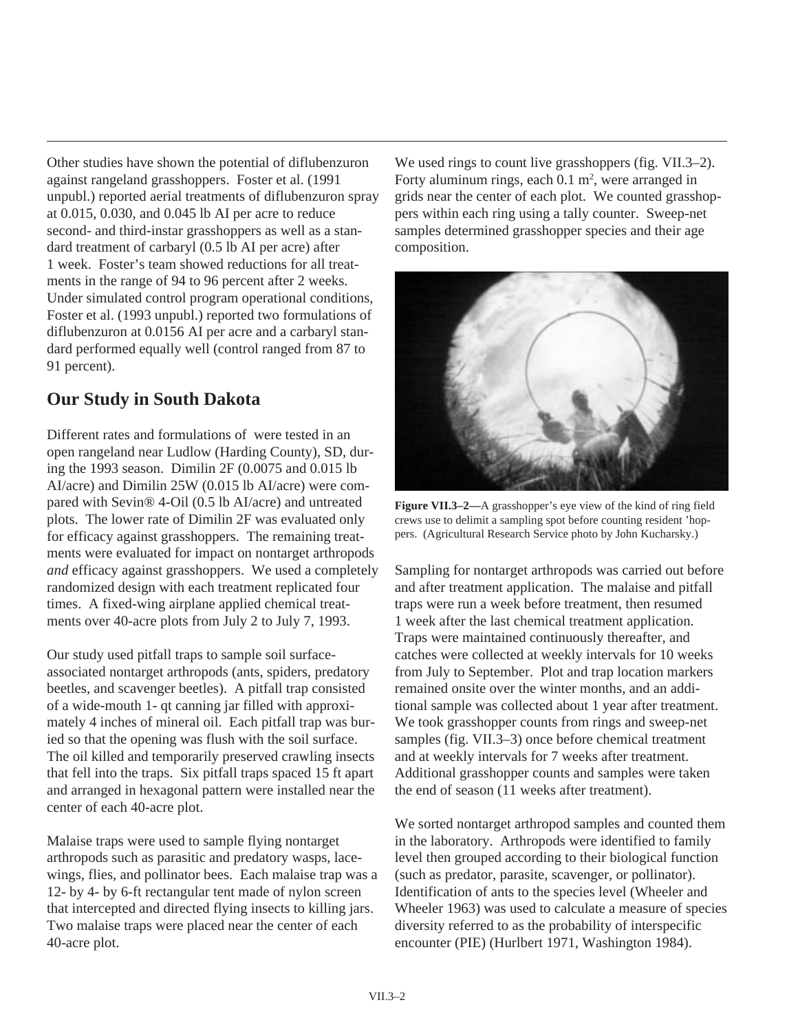Other studies have shown the potential of diflubenzuron against rangeland grasshoppers. Foster et al. (1991 unpubl.) reported aerial treatments of diflubenzuron spray at 0.015, 0.030, and 0.045 lb AI per acre to reduce second- and third-instar grasshoppers as well as a standard treatment of carbaryl (0.5 lb AI per acre) after 1 week. Foster's team showed reductions for all treatments in the range of 94 to 96 percent after 2 weeks. Under simulated control program operational conditions, Foster et al. (1993 unpubl.) reported two formulations of diflubenzuron at 0.0156 AI per acre and a carbaryl standard performed equally well (control ranged from 87 to 91 percent).

## Our Study in South Dakota

Different rates and formulations of were tested in an open rangeland near Ludlow (Harding County), SD, during the 1993 season. Dimilin 2F (0.0075 and 0.015 lb AI/acre) and Dimilin 25W (0.015 lb AI/acre) were compared with Sevin® 4-Oil (0.5 lb AI/acre) and untreated plots. The lower rate of Dimilin 2F was evaluated only for efficacy against grasshoppers. The remaining treatments were evaluated for impact on nontarget arthropods *and* efficacy against grasshoppers. We used a completely randomized design with each treatment replicated four times. A fixed-wing airplane applied chemical treatments over 40-acre plots from July 2 to July 7, 1993.

Our study used pitfall traps to sample soil surface-associated nontarget arthropods (ants, spiders, predatory beetles, and scavenger beetles). A pitfall trap consisted of a wide-mouth 1- qt canning jar filled with approximately 4 inches of mineral oil. Each pitfall trap was buried so that the opening was flush with the soil surface. The oil killed and temporarily preserved crawling insects that fell into the traps. Six pitfall traps spaced 15 ft apart and arranged in hexagonal pattern were installed near the center of each 40-acre plot.

Malaise traps were used to sample flying nontarget arthropods such as parasitic and predatory wasps, lacewings, flies, and pollinator bees. Each malaise trap was a 12- by 4- by 6-ft rectangular tent made of nylon screen that intercepted and directed flying insects to killing jars. Two malaise traps were placed near the center of each 40-acre plot.

We used rings to count live grasshoppers (fig. VII.3–2). Forty aluminum rings, each 0.1 $m^2$, were arranged in grids near the center of each plot. We counted grasshoppers within each ring using a tally counter. Sweep-net samples determined grasshopper species and their age composition.

**Figure VII.3–2—**A grasshopper's eye view of the kind of ring field crews use to delimit a sampling spot before counting resident 'hoppers. (Agricultural Research Service photo by John Kucharsky.)

Sampling for nontarget arthropods was carried out before and after treatment application. The malaise and pitfall traps were run a week before treatment, then resumed 1 week after the last chemical treatment application. Traps were maintained continuously thereafter, and catches were collected at weekly intervals for 10 weeks from July to September. Plot and trap location markers remained onsite over the winter months, and an additional sample was collected about 1 year after treatment. We took grasshopper counts from rings and sweep-net samples (fig. VII.3–3) once before chemical treatment and at weekly intervals for 7 weeks after treatment. Additional grasshopper counts and samples were taken the end of season (11 weeks after treatment).

We sorted nontarget arthropod samples and counted them in the laboratory. Arthropods were identified to family level then grouped according to their biological function (such as predator, parasite, scavenger, or pollinator). Identification of ants to the species level (Wheeler and Wheeler 1963) was used to calculate a measure of species diversity referred to as the probability of interspecific encounter (PIE) (Hurlbert 1971, Washington 1984).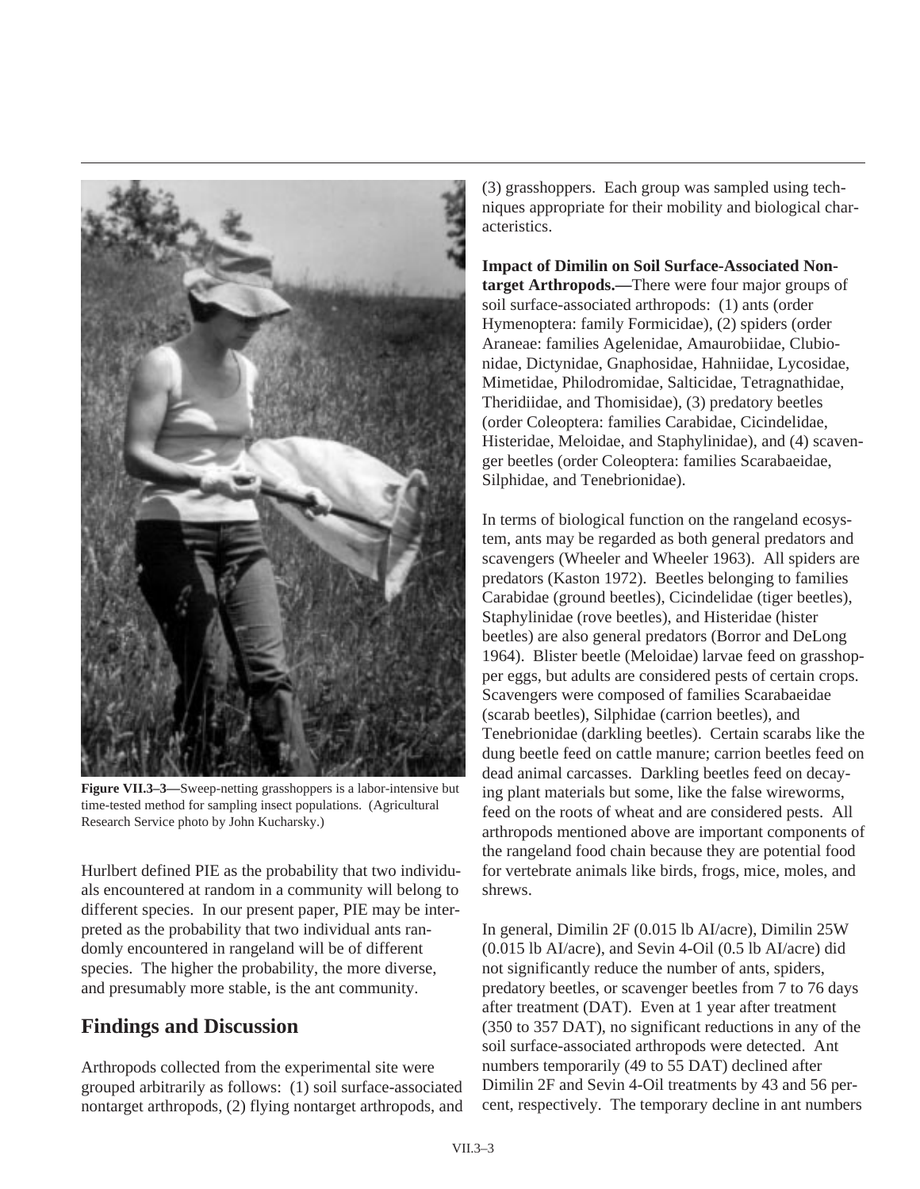Figure VII.3–3—Sweep-netting grasshoppers is a labor-intensive but time-tested method for sampling insect populations. (Agricultural Research Service photo by John Kucharsky.)

Hurlbert defined PIE as the probability that two individuals encountered at random in a community will belong to different species. In our present paper, PIE may be interpreted as the probability that two individual ants randomly encountered in rangeland will be of different species. The higher the probability, the more diverse, and presumably more stable, is the ant community.

## Findings and Discussion

Arthropods collected from the experimental site were grouped arbitrarily as follows: (1) soil surface-associated nontarget arthropods, (2) flying nontarget arthropods, and (3) grasshoppers. Each group was sampled using techniques appropriate for their mobility and biological characteristics.

**Impact of Dimilin on Soil Surface-Associated Nontarget Arthropods.—**There were four major groups of soil surface-associated arthropods: (1) ants (order Hymenoptera: family Formicidae), (2) spiders (order Araneae: families Agelenidae, Amaurobiidae, Clubionidae, Dictynidae, Gnaphosidae, Hahniidae, Lycosidae, Mimetidae, Philodromidae, Salticidae, Tetragnathidae, Theridiidae, and Thomisidae), (3) predatory beetles (order Coleoptera: families Carabidae, Cicindelidae, Histeridae, Meloidae, and Staphylinidae), and (4) scavenger beetles (order Coleoptera: families Scarabaeidae, Silphidae, and Tenebrionidae).

In terms of biological function on the rangeland ecosystem, ants may be regarded as both general predators and scavengers (Wheeler and Wheeler 1963). All spiders are predators (Kaston 1972). Beetles belonging to families Carabidae (ground beetles), Cicindelidae (tiger beetles), Staphylinidae (rove beetles), and Histeridae (hister beetles) are also general predators (Borror and DeLong 1964). Blister beetle (Meloidae) larvae feed on grasshopper eggs, but adults are considered pests of certain crops. Scavengers were composed of families Scarabaeidae (scarab beetles), Silphidae (carrion beetles), and Tenebrionidae (darkling beetles). Certain scarabs like the dung beetle feed on cattle manure; carrion beetles feed on dead animal carcasses. Darkling beetles feed on decaying plant materials but some, like the false wireworms, feed on the roots of wheat and are considered pests. All arthropods mentioned above are important components of the rangeland food chain because they are potential food for vertebrate animals like birds, frogs, mice, moles, and shrews.

In general, Dimilin 2F (0.015 lb AI/acre), Dimilin 25W (0.015 lb AI/acre), and Sevin 4-Oil (0.5 lb AI/acre) did not significantly reduce the number of ants, spiders, predatory beetles, or scavenger beetles from 7 to 76 days after treatment (DAT). Even at 1 year after treatment (350 to 357 DAT), no significant reductions in any of the soil surface-associated arthropods were detected. Ant numbers temporarily (49 to 55 DAT) declined after Dimilin 2F and Sevin 4-Oil treatments by 43 and 56 percent, respectively. The temporary decline in ant numbers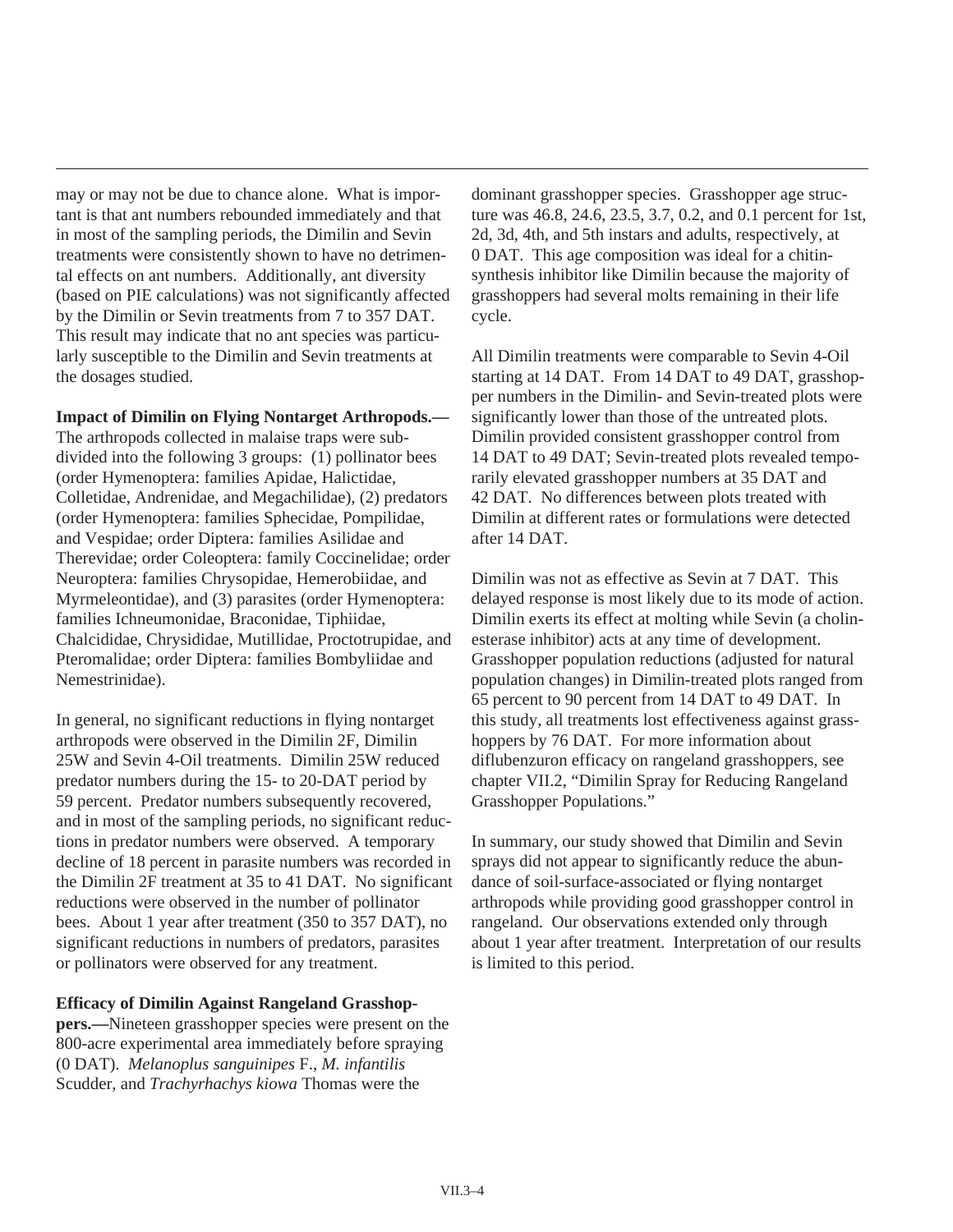may or may not be due to chance alone. What is important is that ant numbers rebounded immediately and that in most of the sampling periods, the Dimilin and Sevin treatments were consistently shown to have no detrimental effects on ant numbers. Additionally, ant diversity (based on PIE calculations) was not significantly affected by the Dimilin or Sevin treatments from 7 to 357 DAT. This result may indicate that no ant species was particularly susceptible to the Dimilin and Sevin treatments at the dosages studied.

**Impact of Dimilin on Flying Nontarget Arthropods.—** The arthropods collected in malaise traps were subdivided into the following 3 groups: (1) pollinator bees (order Hymenoptera: families Apidae, Halictidae, Colletidae, Andrenidae, and Megachilidae), (2) predators (order Hymenoptera: families Sphecidae, Pompilidae, and Vespidae; order Diptera: families Asilidae and Therevidae; order Coleoptera: family Coccinelidae; order Neuroptera: families Chrysopidae, Hemerobiidae, and Myrmeleontidae), and (3) parasites (order Hymenoptera: families Ichneumonidae, Braconidae, Tiphiidae, Chalcididae, Chrysididae, Mutillidae, Proctotrupidae, and Pteromalidae; order Diptera: families Bombyliidae and Nemestrinidae).

In general, no significant reductions in flying nontarget arthropods were observed in the Dimilin 2F, Dimilin 25W and Sevin 4-Oil treatments. Dimilin 25W reduced predator numbers during the 15- to 20-DAT period by 59 percent. Predator numbers subsequently recovered, and in most of the sampling periods, no significant reductions in predator numbers were observed. A temporary decline of 18 percent in parasite numbers was recorded in the Dimilin 2F treatment at 35 to 41 DAT. No significant reductions were observed in the number of pollinator bees. About 1 year after treatment (350 to 357 DAT), no significant reductions in numbers of predators, parasites or pollinators were observed for any treatment.

**Efficacy of Dimilin Against Rangeland Grasshoppers.—**Nineteen grasshopper species were present on the 800-acre experimental area immediately before spraying (0 DAT). *Melanoplus sanguinipes* F., *M. infantilis* Scudder, and *Trachyrhachys kiowa* Thomas were the dominant grasshopper species. Grasshopper age structure was 46.8, 24.6, 23.5, 3.7, 0.2, and 0.1 percent for 1st, 2d, 3d, 4th, and 5th instars and adults, respectively, at 0 DAT. This age composition was ideal for a chitin-synthesis inhibitor like Dimilin because the majority of grasshoppers had several molts remaining in their life cycle.

All Dimilin treatments were comparable to Sevin 4-Oil starting at 14 DAT. From 14 DAT to 49 DAT, grasshopper numbers in the Dimilin- and Sevin-treated plots were significantly lower than those of the untreated plots. Dimilin provided consistent grasshopper control from 14 DAT to 49 DAT; Sevin-treated plots revealed temporarily elevated grasshopper numbers at 35 DAT and 42 DAT. No differences between plots treated with Dimilin at different rates or formulations were detected after 14 DAT.

Dimilin was not as effective as Sevin at 7 DAT. This delayed response is most likely due to its mode of action. Dimilin exerts its effect at molting while Sevin (a cholinesterase inhibitor) acts at any time of development. Grasshopper population reductions (adjusted for natural population changes) in Dimilin-treated plots ranged from 65 percent to 90 percent from 14 DAT to 49 DAT. In this study, all treatments lost effectiveness against grasshoppers by 76 DAT. For more information about diflubenzuron efficacy on rangeland grasshoppers, see chapter VII.2, "Dimilin Spray for Reducing Rangeland Grasshopper Populations."

In summary, our study showed that Dimilin and Sevin sprays did not appear to significantly reduce the abundance of soil-surface-associated or flying nontarget arthropods while providing good grasshopper control in rangeland. Our observations extended only through about 1 year after treatment. Interpretation of our results is limited to this period.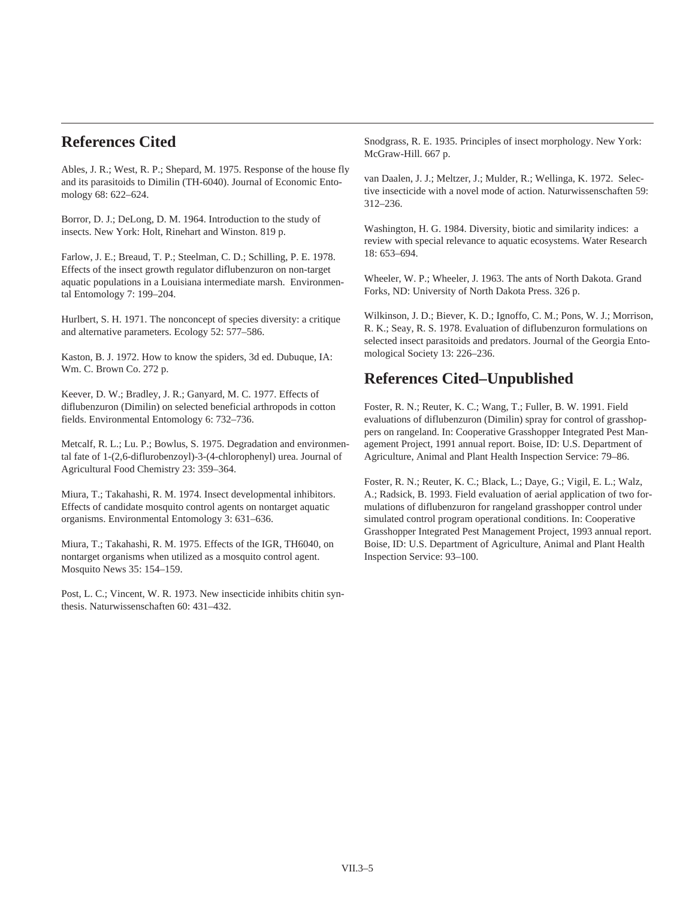## References Cited

Ables, J. R.; West, R. P.; Shepard, M. 1975. Response of the house fly and its parasitoids to Dimilin (TH-6040). Journal of Economic Entomology 68: 622–624.

Borror, D. J.; DeLong, D. M. 1964. Introduction to the study of insects. New York: Holt, Rinehart and Winston. 819 p.

Farlow, J. E.; Breaud, T. P.; Steelman, C. D.; Schilling, P. E. 1978. Effects of the insect growth regulator diflubenzuron on non-target aquatic populations in a Louisiana intermediate marsh. Environmental Entomology 7: 199–204.

Hurlbert, S. H. 1971. The nonconcept of species diversity: a critique and alternative parameters. Ecology 52: 577–586.

Kaston, B. J. 1972. How to know the spiders, 3d ed. Dubuque, IA: Wm. C. Brown Co. 272 p.

Keever, D. W.; Bradley, J. R.; Ganyard, M. C. 1977. Effects of diflubenzuron (Dimilin) on selected beneficial arthropods in cotton fields. Environmental Entomology 6: 732–736.

Metcalf, R. L.; Lu. P.; Bowlus, S. 1975. Degradation and environmental fate of 1-(2,6-diflurobenzoyl)-3-(4-chlorophenyl) urea. Journal of Agricultural Food Chemistry 23: 359–364.

Miura, T.; Takahashi, R. M. 1974. Insect developmental inhibitors. Effects of candidate mosquito control agents on nontarget aquatic organisms. Environmental Entomology 3: 631–636.

Miura, T.; Takahashi, R. M. 1975. Effects of the IGR, TH6040, on nontarget organisms when utilized as a mosquito control agent. Mosquito News 35: 154–159.

Post, L. C.; Vincent, W. R. 1973. New insecticide inhibits chitin synthesis. Naturwissenschaften 60: 431–432.

Snodgrass, R. E. 1935. Principles of insect morphology. New York: McGraw-Hill. 667 p.

van Daalen, J. J.; Meltzer, J.; Mulder, R.; Wellinga, K. 1972. Selective insecticide with a novel mode of action. Naturwissenschaften 59: 312–236.

Washington, H. G. 1984. Diversity, biotic and similarity indices: a review with special relevance to aquatic ecosystems. Water Research 18: 653–694.

Wheeler, W. P.; Wheeler, J. 1963. The ants of North Dakota. Grand Forks, ND: University of North Dakota Press. 326 p.

Wilkinson, J. D.; Biever, K. D.; Ignoffo, C. M.; Pons, W. J.; Morrison, R. K.; Seay, R. S. 1978. Evaluation of diflubenzuron formulations on selected insect parasitoids and predators. Journal of the Georgia Entomological Society 13: 226–236.

## References Cited–Unpublished

Foster, R. N.; Reuter, K. C.; Wang, T.; Fuller, B. W. 1991. Field evaluations of diflubenzuron (Dimilin) spray for control of grasshoppers on rangeland. In: Cooperative Grasshopper Integrated Pest Management Project, 1991 annual report. Boise, ID: U.S. Department of Agriculture, Animal and Plant Health Inspection Service: 79–86.

Foster, R. N.; Reuter, K. C.; Black, L.; Daye, G.; Vigil, E. L.; Walz, A.; Radsick, B. 1993. Field evaluation of aerial application of two formulations of diflubenzuron for rangeland grasshopper control under simulated control program operational conditions. In: Cooperative Grasshopper Integrated Pest Management Project, 1993 annual report. Boise, ID: U.S. Department of Agriculture, Animal and Plant Health Inspection Service: 93–100.